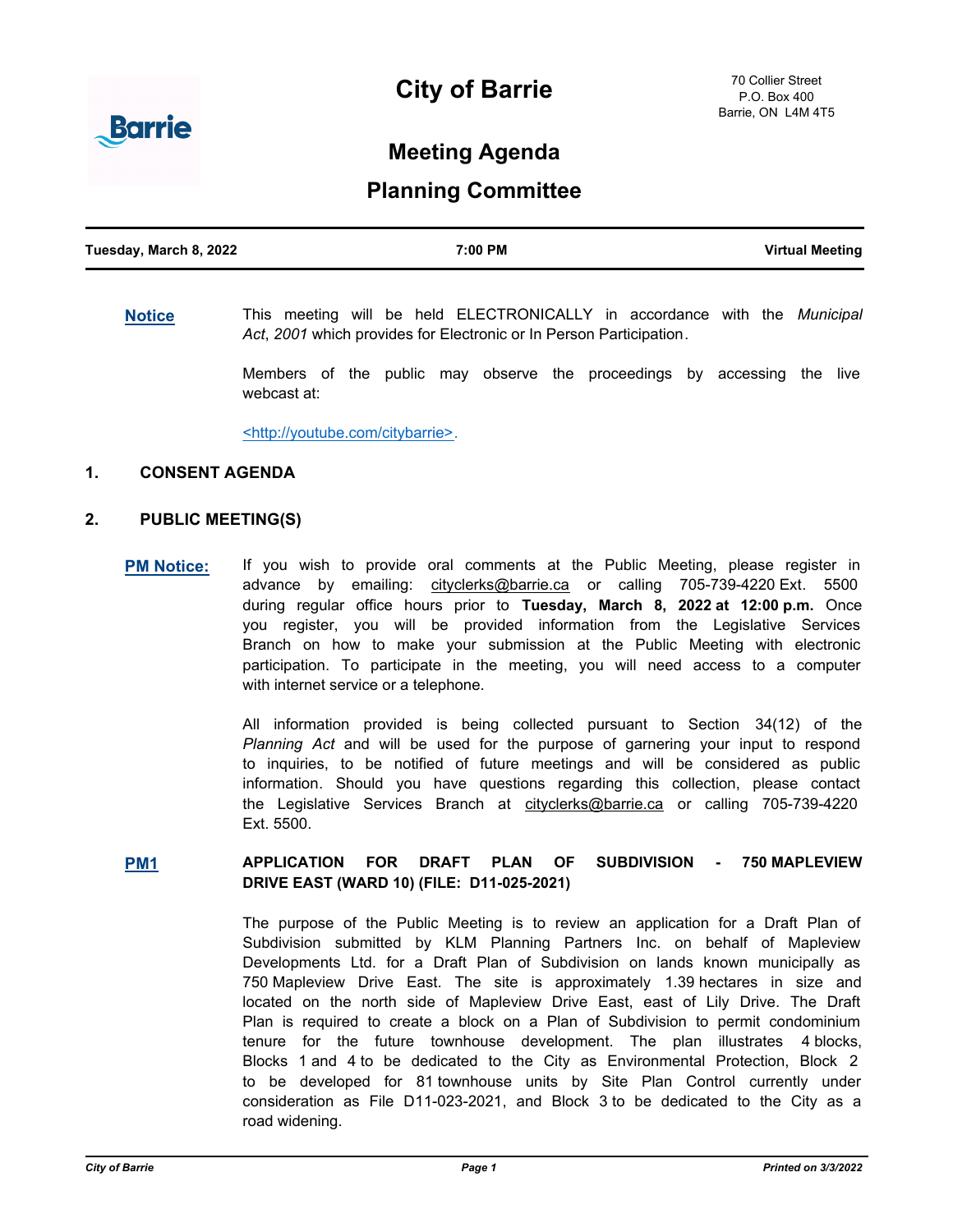# City of Barrie

70 Collier Street
P.O. Box 400
Barrie, ON L4M 4T5

## Meeting Agenda

## Planning Committee

| Tuesday, March 8, 2022 | 7:00 PM | Virtual Meeting |
|---|---|---|

**Notice**

This meeting will be held ELECTRONICALLY in accordance with the *Municipal Act*, *2001* which provides for Electronic or In Person Participation.

Members of the public may observe the proceedings by accessing the live webcast at:

<http://youtube.com/citybarrie>.

### 1. CONSENT AGENDA

### 2. PUBLIC MEETING(S)

**PM Notice:**

If you wish to provide oral comments at the Public Meeting, please register in advance by emailing: cityclerks@barrie.ca or calling 705-739-4220 Ext. 5500 during regular office hours prior to **Tuesday, March 8, 2022 at 12:00 p.m.** Once you register, you will be provided information from the Legislative Services Branch on how to make your submission at the Public Meeting with electronic participation. To participate in the meeting, you will need access to a computer with internet service or a telephone.

All information provided is being collected pursuant to Section 34(12) of the *Planning Act* and will be used for the purpose of garnering your input to respond to inquiries, to be notified of future meetings and will be considered as public information. Should you have questions regarding this collection, please contact the Legislative Services Branch at cityclerks@barrie.ca or calling 705-739-4220 Ext. 5500.

**PM1** **APPLICATION FOR DRAFT PLAN OF SUBDIVISION - 750 MAPLEVIEW DRIVE EAST (WARD 10) (FILE: D11-025-2021)**

The purpose of the Public Meeting is to review an application for a Draft Plan of Subdivision submitted by KLM Planning Partners Inc. on behalf of Mapleview Developments Ltd. for a Draft Plan of Subdivision on lands known municipally as 750 Mapleview Drive East. The site is approximately 1.39 hectares in size and located on the north side of Mapleview Drive East, east of Lily Drive. The Draft Plan is required to create a block on a Plan of Subdivision to permit condominium tenure for the future townhouse development. The plan illustrates 4 blocks, Blocks 1 and 4 to be dedicated to the City as Environmental Protection, Block 2 to be developed for 81 townhouse units by Site Plan Control currently under consideration as File D11-023-2021, and Block 3 to be dedicated to the City as a road widening.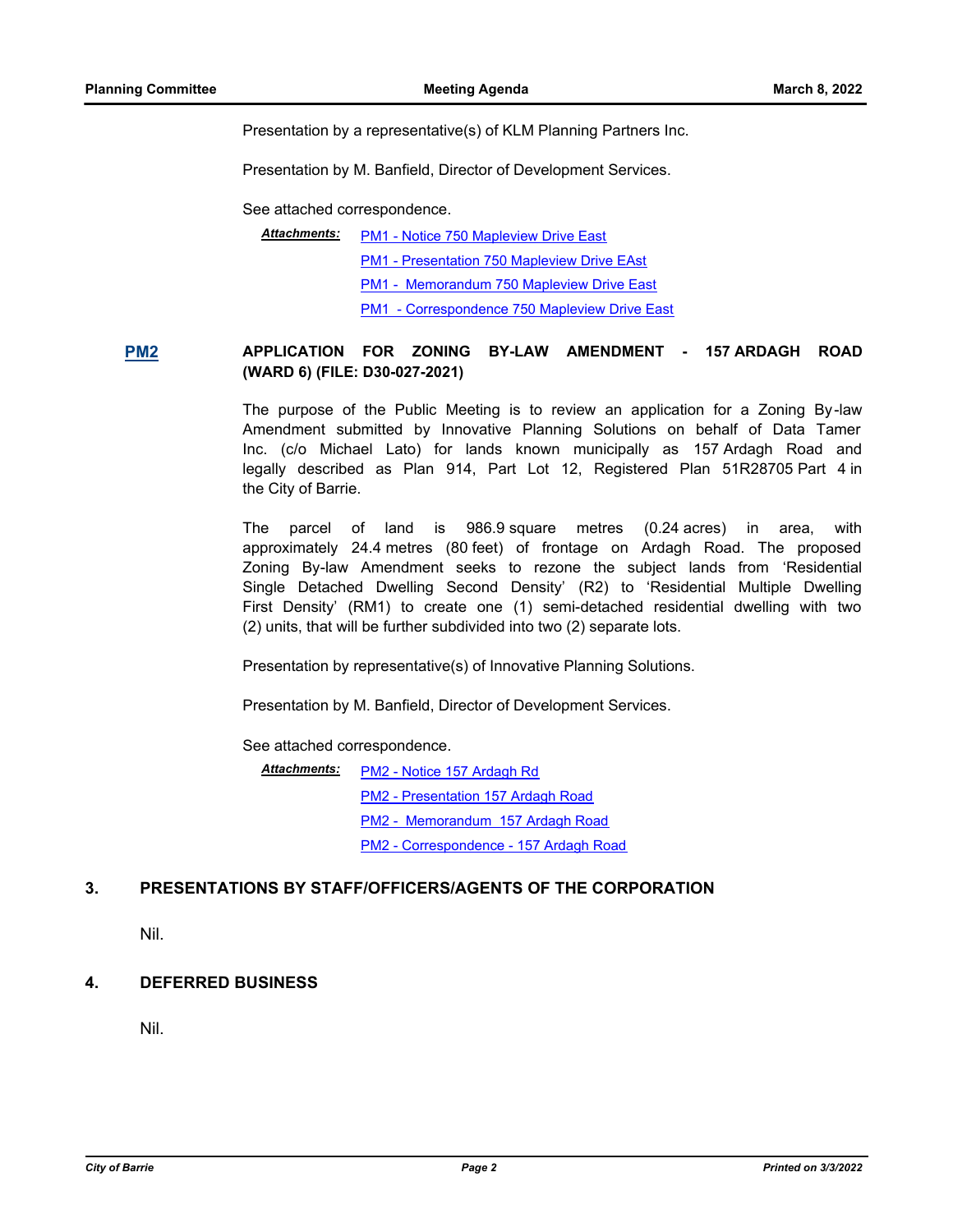Presentation by a representative(s) of KLM Planning Partners Inc.

Presentation by M. Banfield, Director of Development Services.

See attached correspondence.

***Attachments:*** PM1 - Notice 750 Mapleview Drive East
PM1 - Presentation 750 Mapleview Drive EAst
PM1 - Memorandum 750 Mapleview Drive East
PM1 - Correspondence 750 Mapleview Drive East

**PM2** **APPLICATION FOR ZONING BY-LAW AMENDMENT - 157 ARDAGH ROAD (WARD 6) (FILE: D30-027-2021)**

The purpose of the Public Meeting is to review an application for a Zoning By-law Amendment submitted by Innovative Planning Solutions on behalf of Data Tamer Inc. (c/o Michael Lato) for lands known municipally as 157 Ardagh Road and legally described as Plan 914, Part Lot 12, Registered Plan 51R28705 Part 4 in the City of Barrie.

The parcel of land is 986.9 square metres (0.24 acres) in area, with approximately 24.4 metres (80 feet) of frontage on Ardagh Road. The proposed Zoning By-law Amendment seeks to rezone the subject lands from 'Residential Single Detached Dwelling Second Density' (R2) to 'Residential Multiple Dwelling First Density' (RM1) to create one (1) semi-detached residential dwelling with two (2) units, that will be further subdivided into two (2) separate lots.

Presentation by representative(s) of Innovative Planning Solutions.

Presentation by M. Banfield, Director of Development Services.

See attached correspondence.

***Attachments:*** PM2 - Notice 157 Ardagh Rd
PM2 - Presentation 157 Ardagh Road
PM2 - Memorandum 157 Ardagh Road
PM2 - Correspondence - 157 Ardagh Road

## 3. PRESENTATIONS BY STAFF/OFFICERS/AGENTS OF THE CORPORATION

Nil.

## 4. DEFERRED BUSINESS

Nil.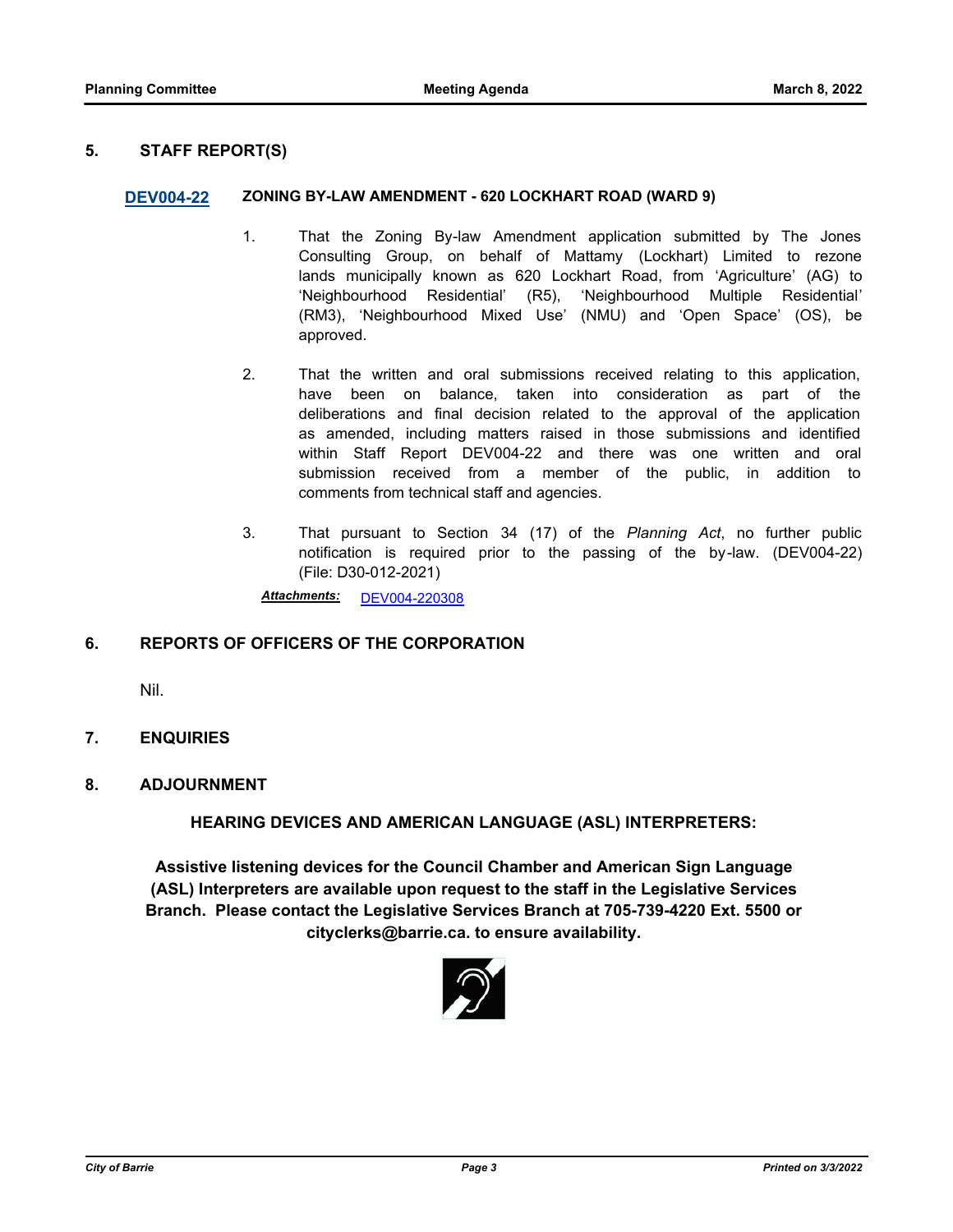## 5. STAFF REPORT(S)

**DEV004-22** **ZONING BY-LAW AMENDMENT - 620 LOCKHART ROAD (WARD 9)**

1. That the Zoning By-law Amendment application submitted by The Jones Consulting Group, on behalf of Mattamy (Lockhart) Limited to rezone lands municipally known as 620 Lockhart Road, from 'Agriculture' (AG) to 'Neighbourhood Residential' (R5), 'Neighbourhood Multiple Residential' (RM3), 'Neighbourhood Mixed Use' (NMU) and 'Open Space' (OS), be approved.

2. That the written and oral submissions received relating to this application, have been on balance, taken into consideration as part of the deliberations and final decision related to the approval of the application as amended, including matters raised in those submissions and identified within Staff Report DEV004-22 and there was one written and oral submission received from a member of the public, in addition to comments from technical staff and agencies.

3. That pursuant to Section 34 (17) of the *Planning Act*, no further public notification is required prior to the passing of the by-law. (DEV004-22) (File: D30-012-2021)

***Attachments:*** DEV004-220308

## 6. REPORTS OF OFFICERS OF THE CORPORATION

Nil.

## 7. ENQUIRIES

## 8. ADJOURNMENT

**HEARING DEVICES AND AMERICAN LANGUAGE (ASL) INTERPRETERS:**

**Assistive listening devices for the Council Chamber and American Sign Language (ASL) Interpreters are available upon request to the staff in the Legislative Services Branch. Please contact the Legislative Services Branch at 705-739-4220 Ext. 5500 or cityclerks@barrie.ca. to ensure availability.**